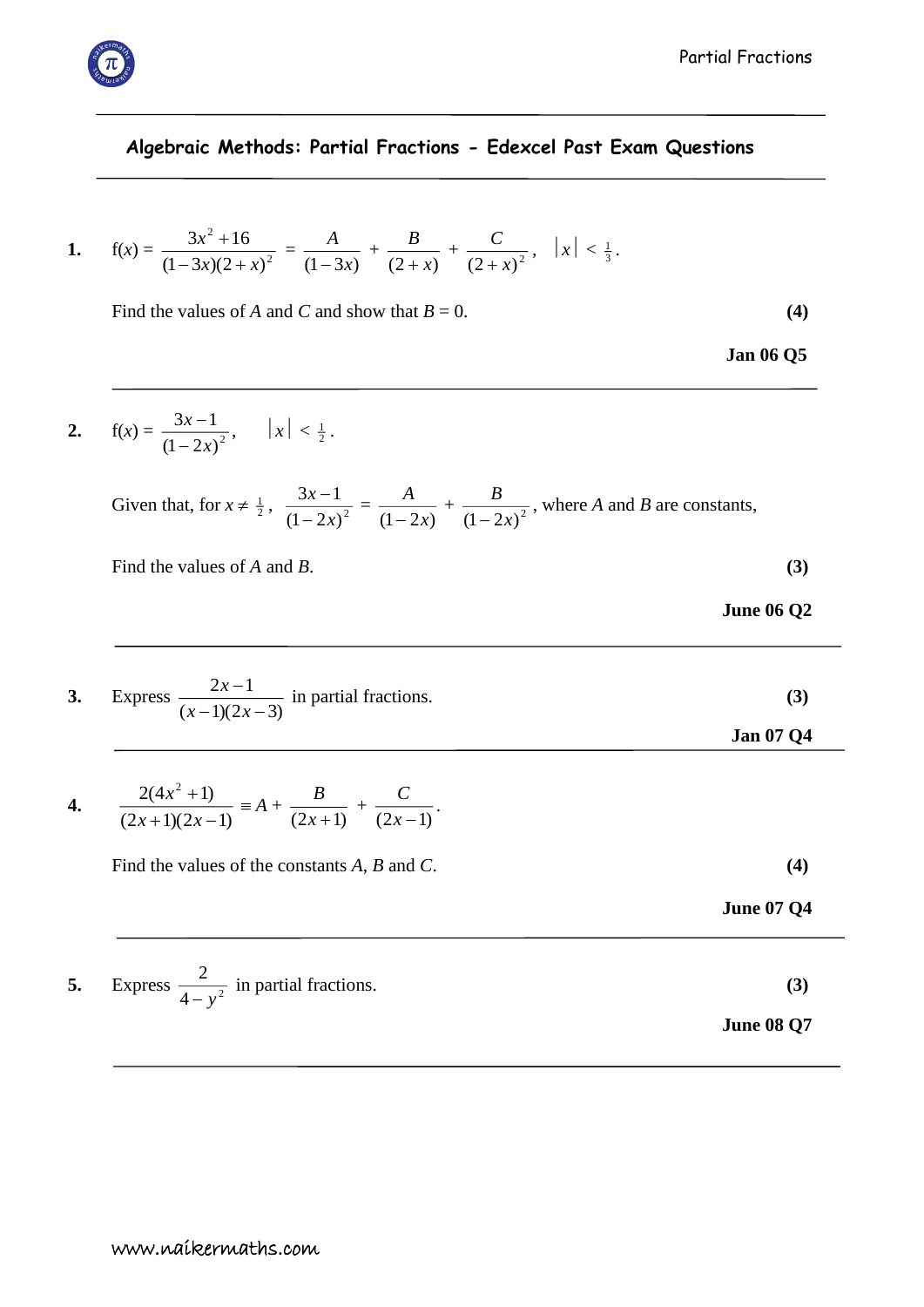## Algebraic Methods: Partial Fractions - Edexcel Past Exam Questions

---

**1.** $\mathrm{f}(x) = \dfrac{3x^2 + 16}{(1-3x)(2+x)^2} = \dfrac{A}{(1-3x)} + \dfrac{B}{(2+x)} + \dfrac{C}{(2+x)^2}, \quad |x| < \frac{1}{3}.$

Find the values of $A$ and $C$ and show that $B = 0$. **(4)**

**Jan 06 Q5**

---

**2.** $\mathrm{f}(x) = \dfrac{3x-1}{(1-2x)^2}, \quad |x| < \frac{1}{2}.$

Given that, for $x \neq \frac{1}{2}$, $\dfrac{3x-1}{(1-2x)^2} = \dfrac{A}{(1-2x)} + \dfrac{B}{(1-2x)^2}$, where $A$ and $B$ are constants,

Find the values of $A$ and $B$. **(3)**

**June 06 Q2**

---

**3.** Express $\dfrac{2x-1}{(x-1)(2x-3)}$ in partial fractions. **(3)**

**Jan 07 Q4**

---

**4.** $\dfrac{2(4x^2+1)}{(2x+1)(2x-1)} \equiv A + \dfrac{B}{(2x+1)} + \dfrac{C}{(2x-1)}.$

Find the values of the constants $A$, $B$ and $C$. **(4)**

**June 07 Q4**

---

**5.** Express $\dfrac{2}{4-y^2}$ in partial fractions. **(3)**

**June 08 Q7**

---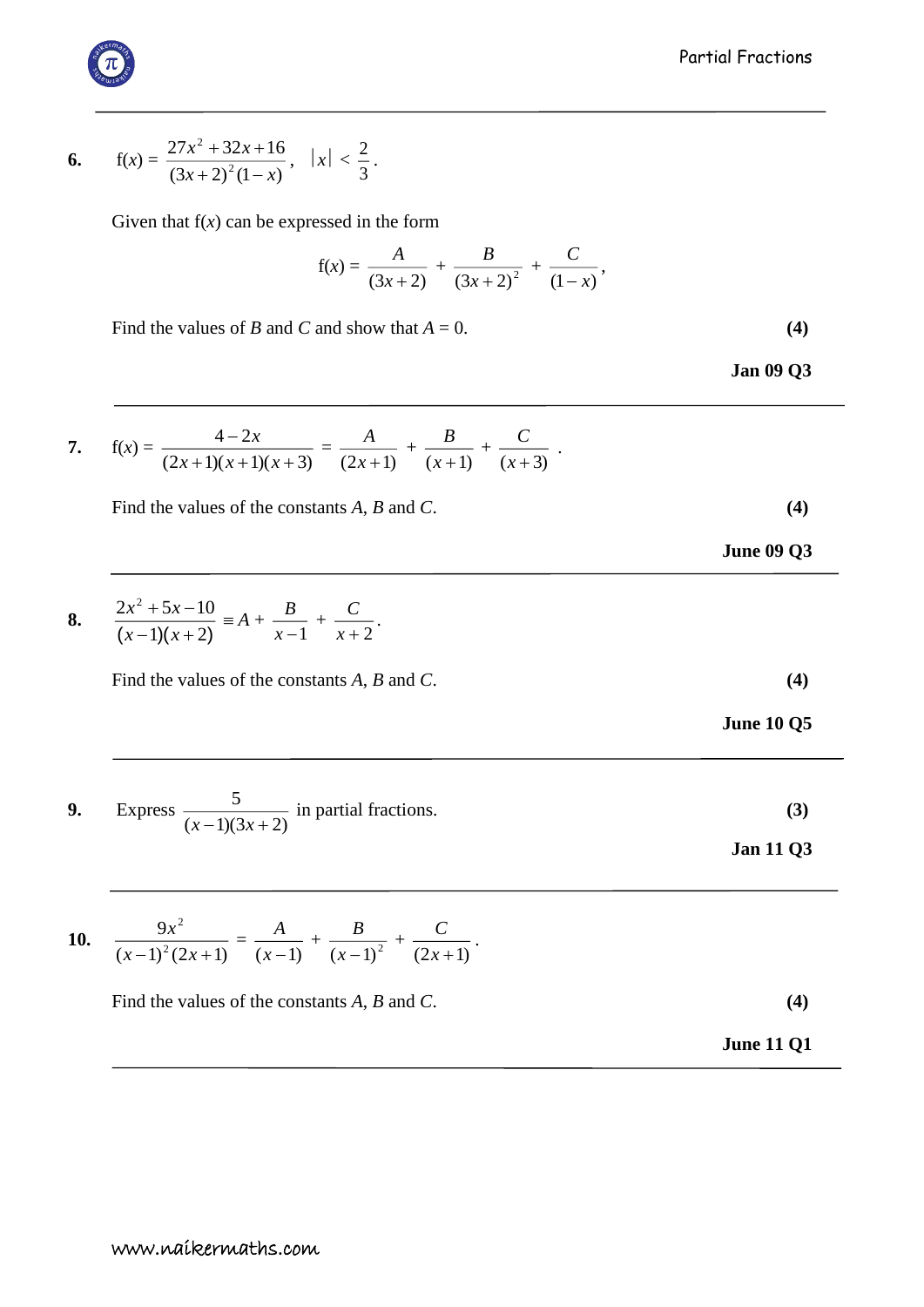**6.** $\mathrm{f}(x) = \dfrac{27x^2 + 32x + 16}{(3x+2)^2(1-x)}$, $|x| < \dfrac{2}{3}$.

Given that $\mathrm{f}(x)$ can be expressed in the form

$$\mathrm{f}(x) = \frac{A}{(3x+2)} + \frac{B}{(3x+2)^2} + \frac{C}{(1-x)},$$

Find the values of $B$ and $C$ and show that $A = 0$. **(4)**

**Jan 09 Q3**

---

**7.** $\mathrm{f}(x) = \dfrac{4-2x}{(2x+1)(x+1)(x+3)} = \dfrac{A}{(2x+1)} + \dfrac{B}{(x+1)} + \dfrac{C}{(x+3)}$.

Find the values of the constants $A$, $B$ and $C$. **(4)**

**June 09 Q3**

---

**8.** $\dfrac{2x^2 + 5x - 10}{(x-1)(x+2)} \equiv A + \dfrac{B}{x-1} + \dfrac{C}{x+2}$.

Find the values of the constants $A$, $B$ and $C$. **(4)**

**June 10 Q5**

---

**9.** Express $\dfrac{5}{(x-1)(3x+2)}$ in partial fractions. **(3)**

**Jan 11 Q3**

---

**10.** $\dfrac{9x^2}{(x-1)^2(2x+1)} = \dfrac{A}{(x-1)} + \dfrac{B}{(x-1)^2} + \dfrac{C}{(2x+1)}$.

Find the values of the constants $A$, $B$ and $C$. **(4)**

**June 11 Q1**